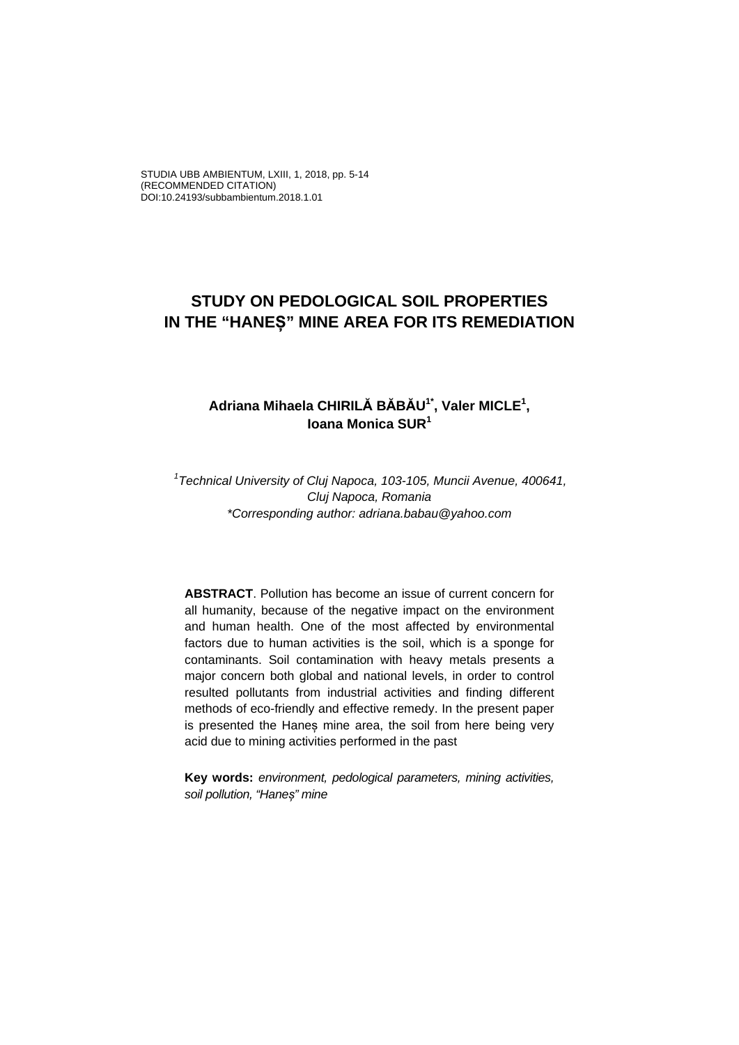STUDIA UBB AMBIENTUM, LXIII, 1, 2018, pp. 5-14
(RECOMMENDED CITATION)
DOI:10.24193/subbambientum.2018.1.01

# STUDY ON PEDOLOGICAL SOIL PROPERTIES IN THE "HANEȘ" MINE AREA FOR ITS REMEDIATION

**Adriana Mihaela CHIRILĂ BĂBĂU[1*], Valer MICLE[1], Ioana Monica SUR[1]**

*[1]Technical University of Cluj Napoca, 103-105, Muncii Avenue, 400641, Cluj Napoca, Romania*
*\*Corresponding author: adriana.babau@yahoo.com*

**ABSTRACT**. Pollution has become an issue of current concern for all humanity, because of the negative impact on the environment and human health. One of the most affected by environmental factors due to human activities is the soil, which is a sponge for contaminants. Soil contamination with heavy metals presents a major concern both global and national levels, in order to control resulted pollutants from industrial activities and finding different methods of eco-friendly and effective remedy. In the present paper is presented the Haneș mine area, the soil from here being very acid due to mining activities performed in the past

**Key words:** *environment, pedological parameters, mining activities, soil pollution, "Haneș" mine*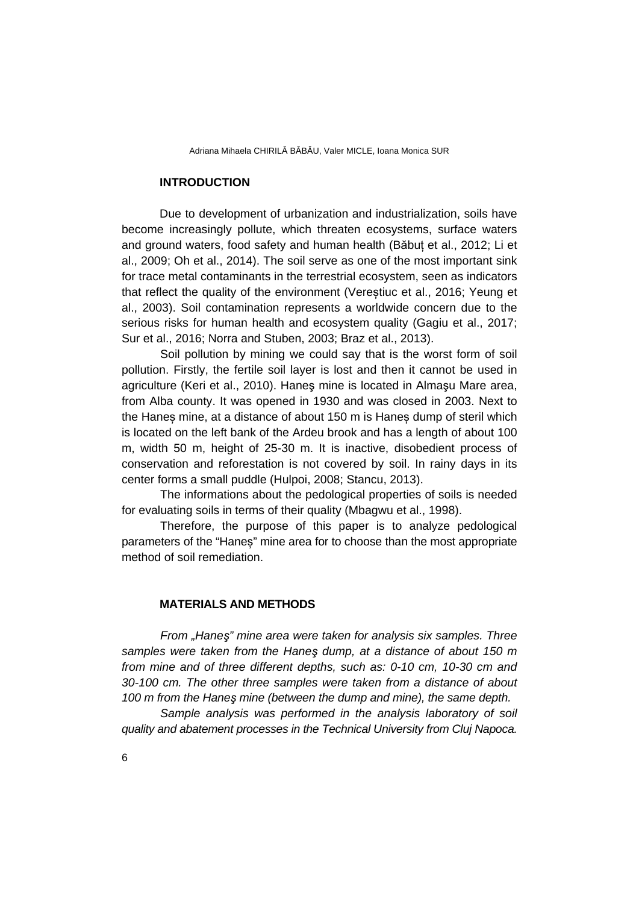## INTRODUCTION

Due to development of urbanization and industrialization, soils have become increasingly pollute, which threaten ecosystems, surface waters and ground waters, food safety and human health (Băbuț et al., 2012; Li et al., 2009; Oh et al., 2014). The soil serve as one of the most important sink for trace metal contaminants in the terrestrial ecosystem, seen as indicators that reflect the quality of the environment (Vereștiuc et al., 2016; Yeung et al., 2003). Soil contamination represents a worldwide concern due to the serious risks for human health and ecosystem quality (Gagiu et al., 2017; Sur et al., 2016; Norra and Stuben, 2003; Braz et al., 2013).

Soil pollution by mining we could say that is the worst form of soil pollution. Firstly, the fertile soil layer is lost and then it cannot be used in agriculture (Keri et al., 2010). Haneş mine is located in Almaşu Mare area, from Alba county. It was opened in 1930 and was closed in 2003. Next to the Haneș mine, at a distance of about 150 m is Haneș dump of steril which is located on the left bank of the Ardeu brook and has a length of about 100 m, width 50 m, height of 25-30 m. It is inactive, disobedient process of conservation and reforestation is not covered by soil. In rainy days in its center forms a small puddle (Hulpoi, 2008; Stancu, 2013).

The informations about the pedological properties of soils is needed for evaluating soils in terms of their quality (Mbagwu et al., 1998).

Therefore, the purpose of this paper is to analyze pedological parameters of the "Haneș" mine area for to choose than the most appropriate method of soil remediation.

## MATERIALS AND METHODS

*From „Haneş" mine area were taken for analysis six samples. Three samples were taken from the Haneş dump, at a distance of about 150 m from mine and of three different depths, such as: 0-10 cm, 10-30 cm and 30-100 cm. The other three samples were taken from a distance of about 100 m from the Haneş mine (between the dump and mine), the same depth.*

*Sample analysis was performed in the analysis laboratory of soil quality and abatement processes in the Technical University from Cluj Napoca.*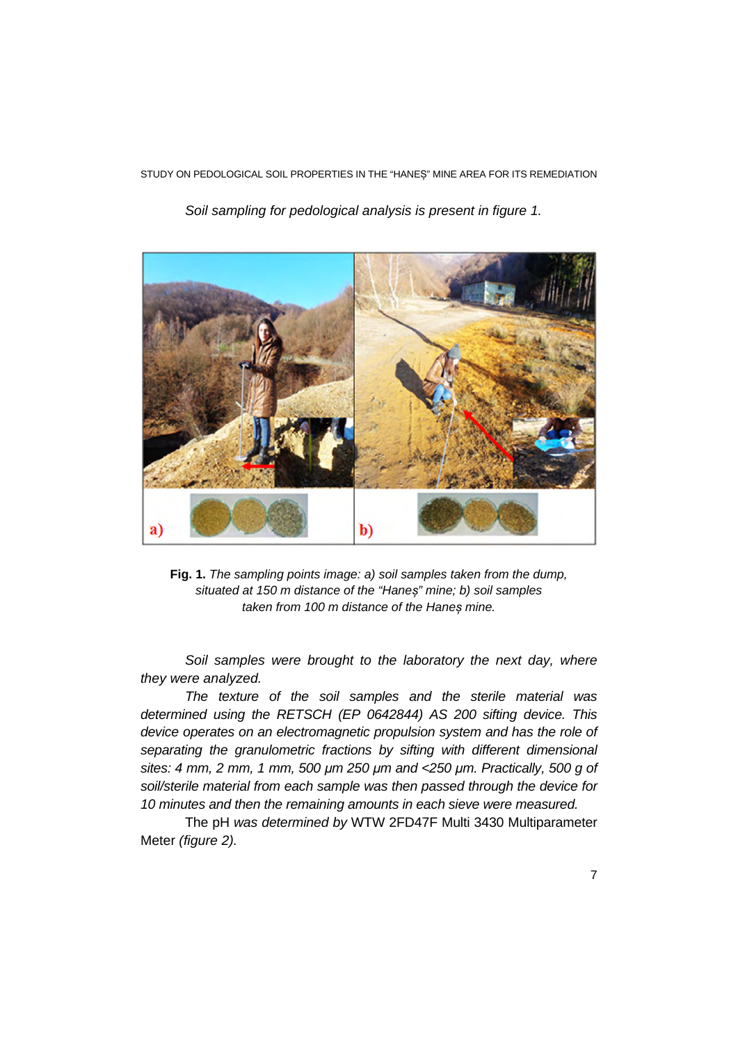*Soil sampling for pedological analysis is present in figure 1.*

**Fig. 1.** *The sampling points image: a) soil samples taken from the dump, situated at 150 m distance of the "Haneș" mine; b) soil samples taken from 100 m distance of the Haneș mine.*

*Soil samples were brought to the laboratory the next day, where they were analyzed.*

*The texture of the soil samples and the sterile material was determined using the RETSCH (EP 0642844) AS 200 sifting device. This device operates on an electromagnetic propulsion system and has the role of separating the granulometric fractions by sifting with different dimensional sites: 4 mm, 2 mm, 1 mm, 500 µm 250 µm and <250 µm. Practically, 500 g of soil/sterile material from each sample was then passed through the device for 10 minutes and then the remaining amounts in each sieve were measured.*

The pH *was determined by* WTW 2FD47F Multi 3430 Multiparameter Meter *(figure 2).*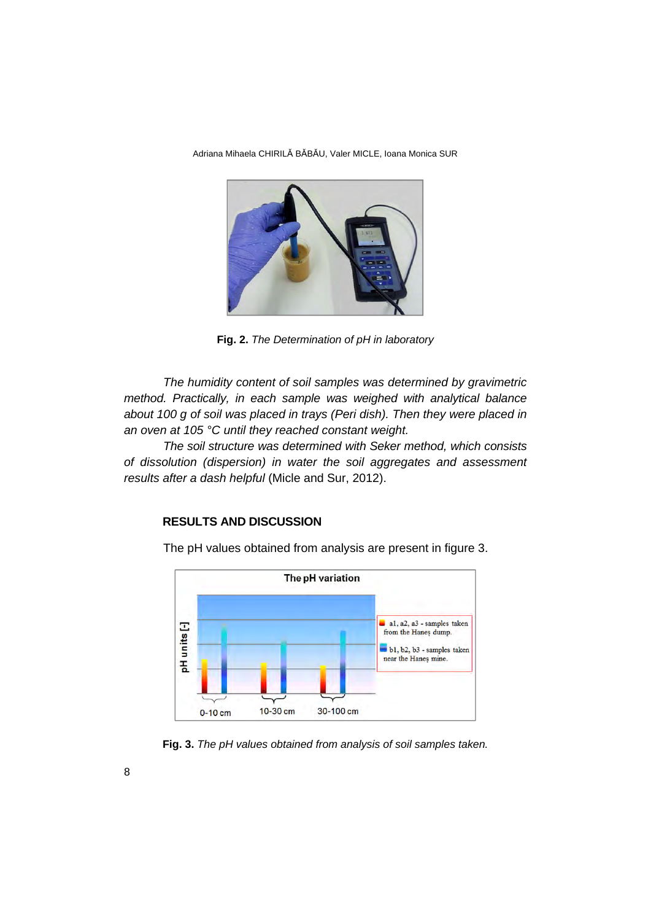**Fig. 2.** *The Determination of pH in laboratory*

*The humidity content of soil samples was determined by gravimetric method. Practically, in each sample was weighed with analytical balance about 100 g of soil was placed in trays (Peri dish). Then they were placed in an oven at 105 °C until they reached constant weight.*

*The soil structure was determined with Seker method, which consists of dissolution (dispersion) in water the soil aggregates and assessment results after a dash helpful* (Micle and Sur, 2012).

## RESULTS AND DISCUSSION

The pH values obtained from analysis are present in figure 3.

**Fig. 3.** *The pH values obtained from analysis of soil samples taken.*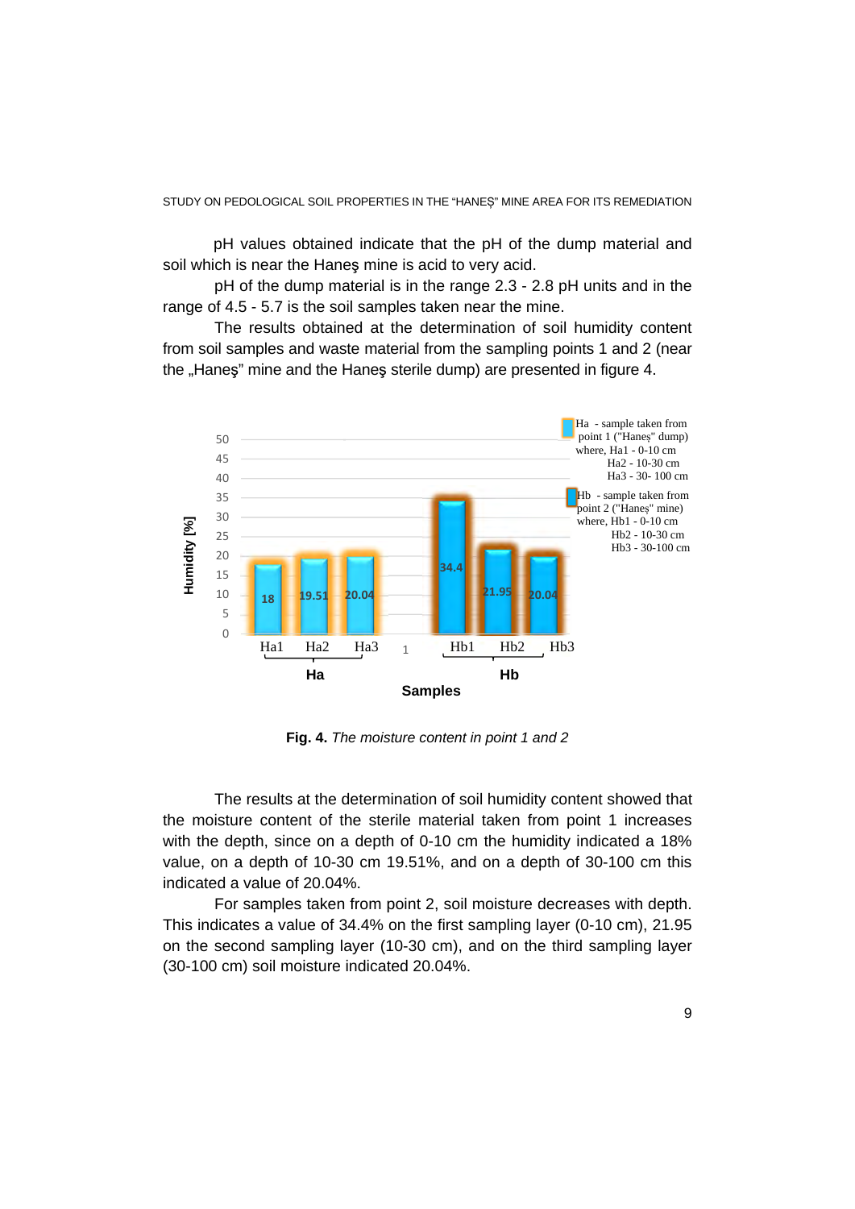pH values obtained indicate that the pH of the dump material and soil which is near the Haneş mine is acid to very acid.

pH of the dump material is in the range 2.3 - 2.8 pH units and in the range of 4.5 - 5.7 is the soil samples taken near the mine.

The results obtained at the determination of soil humidity content from soil samples and waste material from the sampling points 1 and 2 (near the „Haneş" mine and the Haneş sterile dump) are presented in figure 4.

**Fig. 4.** *The moisture content in point 1 and 2*

The results at the determination of soil humidity content showed that the moisture content of the sterile material taken from point 1 increases with the depth, since on a depth of 0-10 cm the humidity indicated a 18% value, on a depth of 10-30 cm 19.51%, and on a depth of 30-100 cm this indicated a value of 20.04%.

For samples taken from point 2, soil moisture decreases with depth. This indicates a value of 34.4% on the first sampling layer (0-10 cm), 21.95 on the second sampling layer (10-30 cm), and on the third sampling layer (30-100 cm) soil moisture indicated 20.04%.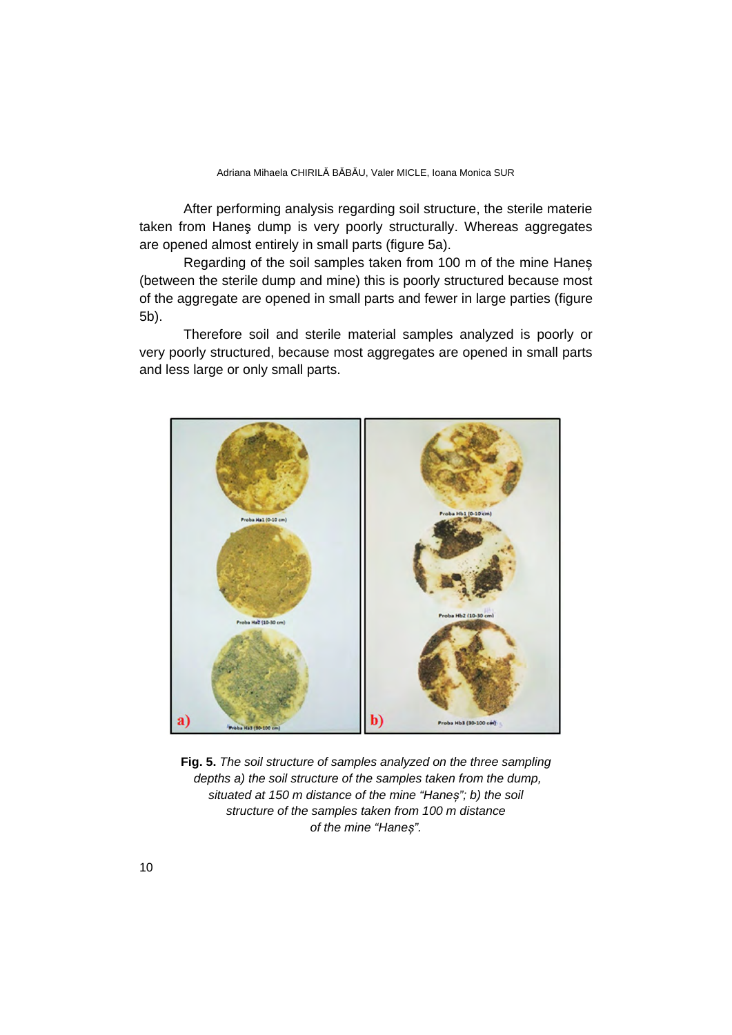After performing analysis regarding soil structure, the sterile materie taken from Haneş dump is very poorly structurally. Whereas aggregates are opened almost entirely in small parts (figure 5a).

Regarding of the soil samples taken from 100 m of the mine Haneș (between the sterile dump and mine) this is poorly structured because most of the aggregate are opened in small parts and fewer in large parties (figure 5b).

Therefore soil and sterile material samples analyzed is poorly or very poorly structured, because most aggregates are opened in small parts and less large or only small parts.

**Fig. 5.** *The soil structure of samples analyzed on the three sampling depths a) the soil structure of the samples taken from the dump, situated at 150 m distance of the mine "Haneș"; b) the soil structure of the samples taken from 100 m distance of the mine "Haneș".*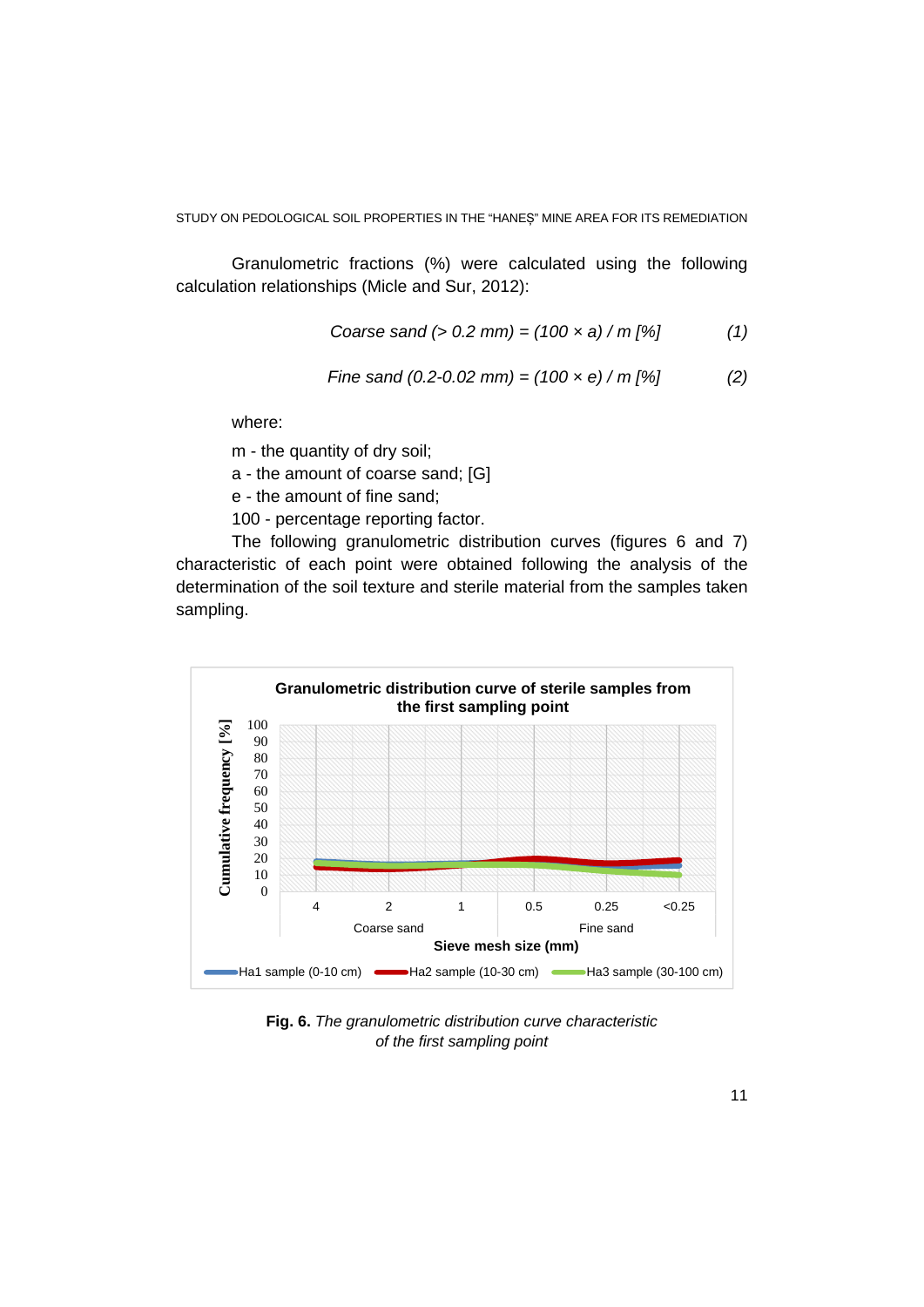Granulometric fractions (%) were calculated using the following calculation relationships (Micle and Sur, 2012):

$$\text{Coarse sand } (> 0.2 \text{ mm}) = (100 \times a) / m \ [\%] \qquad (1)$$

$$\text{Fine sand } (0.2\text{-}0.02 \text{ mm}) = (100 \times e) / m \ [\%] \qquad (2)$$

where:

m - the quantity of dry soil;

a - the amount of coarse sand; [G]

e - the amount of fine sand;

100 - percentage reporting factor.

The following granulometric distribution curves (figures 6 and 7) characteristic of each point were obtained following the analysis of the determination of the soil texture and sterile material from the samples taken sampling.

**Fig. 6.** *The granulometric distribution curve characteristic of the first sampling point*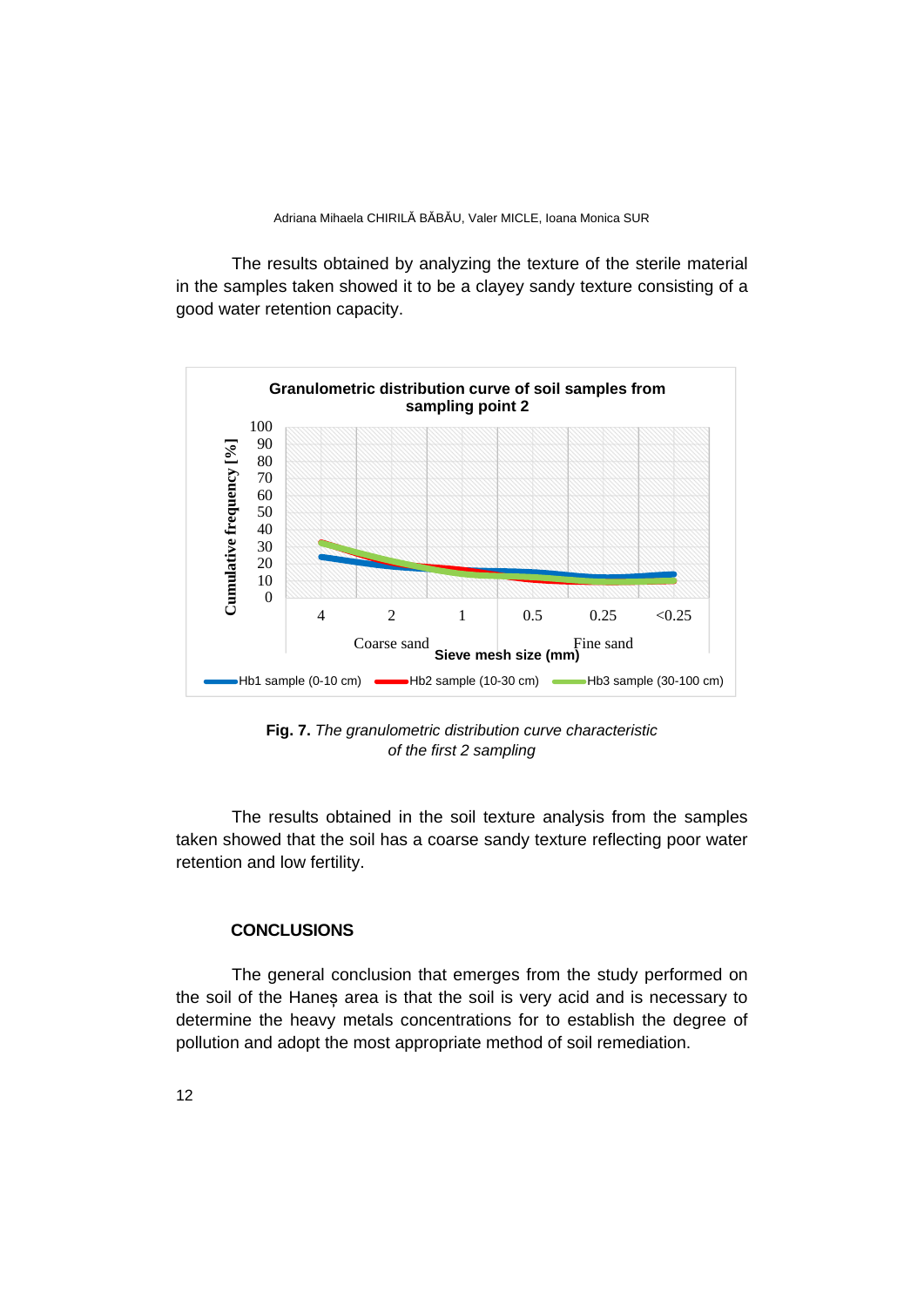The results obtained by analyzing the texture of the sterile material in the samples taken showed it to be a clayey sandy texture consisting of a good water retention capacity.

**Fig. 7.** *The granulometric distribution curve characteristic of the first 2 sampling*

The results obtained in the soil texture analysis from the samples taken showed that the soil has a coarse sandy texture reflecting poor water retention and low fertility.

## CONCLUSIONS

The general conclusion that emerges from the study performed on the soil of the Haneș area is that the soil is very acid and is necessary to determine the heavy metals concentrations for to establish the degree of pollution and adopt the most appropriate method of soil remediation.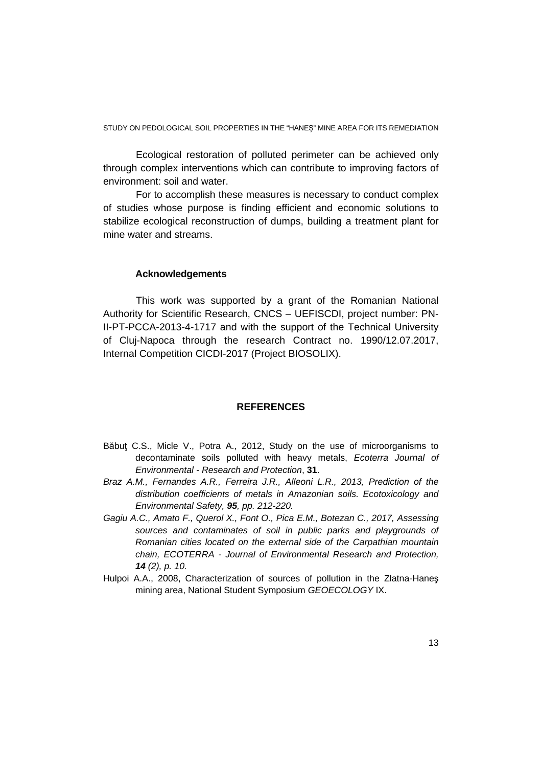Ecological restoration of polluted perimeter can be achieved only through complex interventions which can contribute to improving factors of environment: soil and water.

For to accomplish these measures is necessary to conduct complex of studies whose purpose is finding efficient and economic solutions to stabilize ecological reconstruction of dumps, building a treatment plant for mine water and streams.

### Acknowledgements

This work was supported by a grant of the Romanian National Authority for Scientific Research, CNCS – UEFISCDI, project number: PN-II-PT-PCCA-2013-4-1717 and with the support of the Technical University of Cluj-Napoca through the research Contract no. 1990/12.07.2017, Internal Competition CICDI-2017 (Project BIOSOLIX).

## REFERENCES

Băbuţ C.S., Micle V., Potra A., 2012, Study on the use of microorganisms to decontaminate soils polluted with heavy metals, *Ecoterra Journal of Environmental - Research and Protection*, **31**.

*Braz A.M., Fernandes A.R., Ferreira J.R., Alleoni L.R., 2013, Prediction of the distribution coefficients of metals in Amazonian soils. Ecotoxicology and Environmental Safety,* ***95****, pp. 212-220.*

*Gagiu A.C., Amato F., Querol X., Font O., Pica E.M., Botezan C., 2017, Assessing sources and contaminates of soil in public parks and playgrounds of Romanian cities located on the external side of the Carpathian mountain chain, ECOTERRA - Journal of Environmental Research and Protection,* ***14*** *(2), p. 10.*

Hulpoi A.A., 2008, Characterization of sources of pollution in the Zlatna-Haneş mining area, National Student Symposium *GEOECOLOGY* IX.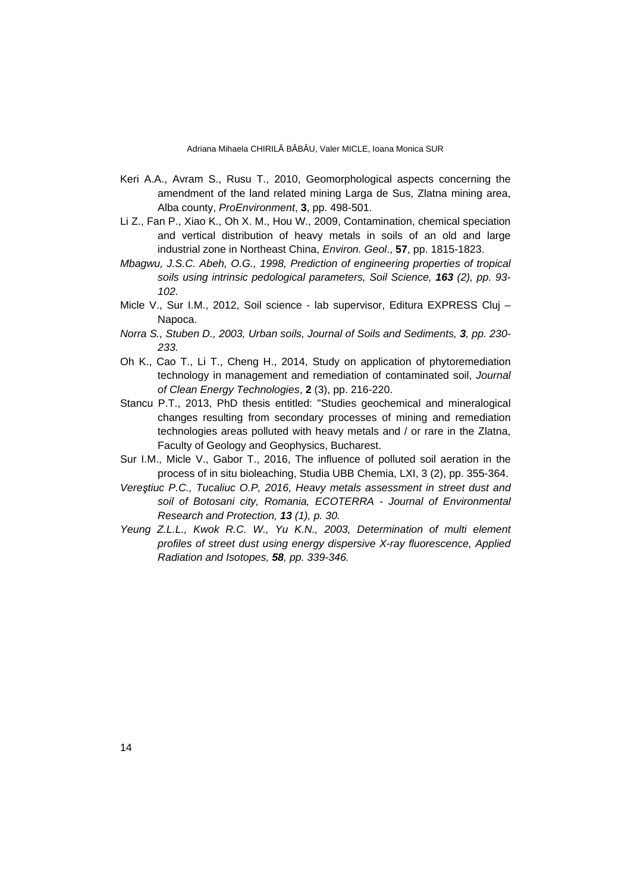Keri A.A., Avram S., Rusu T., 2010, Geomorphological aspects concerning the amendment of the land related mining Larga de Sus, Zlatna mining area, Alba county, *ProEnvironment*, **3**, pp. 498-501.

Li Z., Fan P., Xiao K., Oh X. M., Hou W., 2009, Contamination, chemical speciation and vertical distribution of heavy metals in soils of an old and large industrial zone in Northeast China, *Environ. Geol*., **57**, pp. 1815-1823.

*Mbagwu, J.S.C. Abeh, O.G., 1998, Prediction of engineering properties of tropical soils using intrinsic pedological parameters, Soil Science, **163** (2), pp. 93-102.*

Micle V., Sur I.M., 2012, Soil science - lab supervisor, Editura EXPRESS Cluj – Napoca.

*Norra S., Stuben D., 2003, Urban soils, Journal of Soils and Sediments, **3**, pp. 230-233.*

Oh K., Cao T., Li T., Cheng H., 2014, Study on application of phytoremediation technology in management and remediation of contaminated soil, *Journal of Clean Energy Technologies*, **2** (3), pp. 216-220.

Stancu P.T., 2013, PhD thesis entitled: "Studies geochemical and mineralogical changes resulting from secondary processes of mining and remediation technologies areas polluted with heavy metals and / or rare in the Zlatna, Faculty of Geology and Geophysics, Bucharest.

Sur I.M., Micle V., Gabor T., 2016, The influence of polluted soil aeration in the process of in situ bioleaching, Studia UBB Chemia, LXI, 3 (2), pp. 355-364.

*Vereştiuc P.C., Tucaliuc O.P, 2016, Heavy metals assessment in street dust and soil of Botosani city, Romania, ECOTERRA - Journal of Environmental Research and Protection, **13** (1), p. 30.*

*Yeung Z.L.L., Kwok R.C. W., Yu K.N., 2003, Determination of multi element profiles of street dust using energy dispersive X-ray fluorescence, Applied Radiation and Isotopes, **58**, pp. 339-346.*